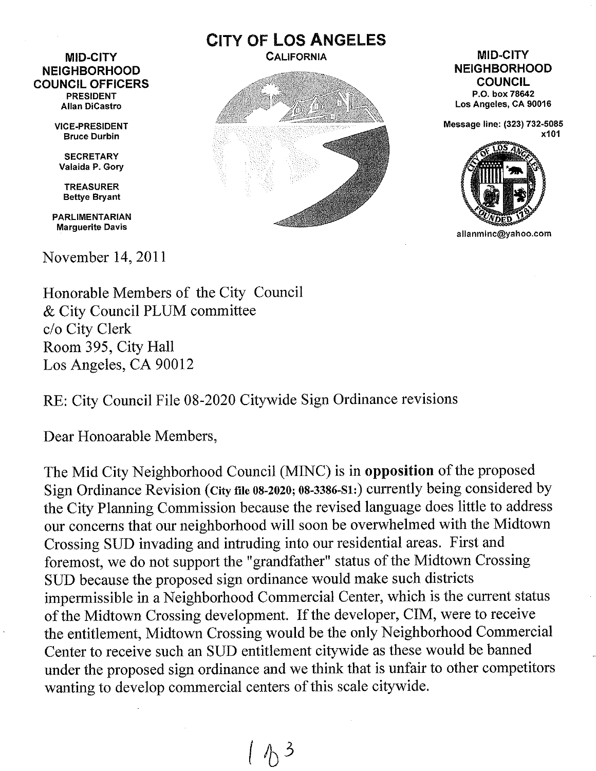**MID-CITY NEIGHBORHOOD COUNCIL OFFICERS**

**PRESIDENT**
**Allan DiCastro**

**VICE-PRESIDENT**
**Bruce Durbin**

**SECRETARY**
**Valaida P. Gory**

**TREASURER**
**Bettye Bryant**

**PARLIMENTARIAN**
**Marguerite Davis**

# CITY OF LOS ANGELES

CALIFORNIA

**MID-CITY NEIGHBORHOOD COUNCIL**
P.O. box 78642
Los Angeles, CA 90016

Message line: (323) 732-5085 x101

allanminc@yahoo.com

November 14, 2011

Honorable Members of the City Council
& City Council PLUM committee
c/o City Clerk
Room 395, City Hall
Los Angeles, CA 90012

RE: City Council File 08-2020 Citywide Sign Ordinance revisions

Dear Honoarable Members,

The Mid City Neighborhood Council (MINC) is in **opposition** of the proposed Sign Ordinance Revision (City file 08-2020; 08-3386-S1:) currently being considered by the City Planning Commission because the revised language does little to address our concerns that our neighborhood will soon be overwhelmed with the Midtown Crossing SUD invading and intruding into our residential areas. First and foremost, we do not support the "grandfather" status of the Midtown Crossing SUD because the proposed sign ordinance would make such districts impermissible in a Neighborhood Commercial Center, which is the current status of the Midtown Crossing development. If the developer, CIM, were to receive the entitlement, Midtown Crossing would be the only Neighborhood Commercial Center to receive such an SUD entitlement citywide as these would be banned under the proposed sign ordinance and we think that is unfair to other competitors wanting to develop commercial centers of this scale citywide.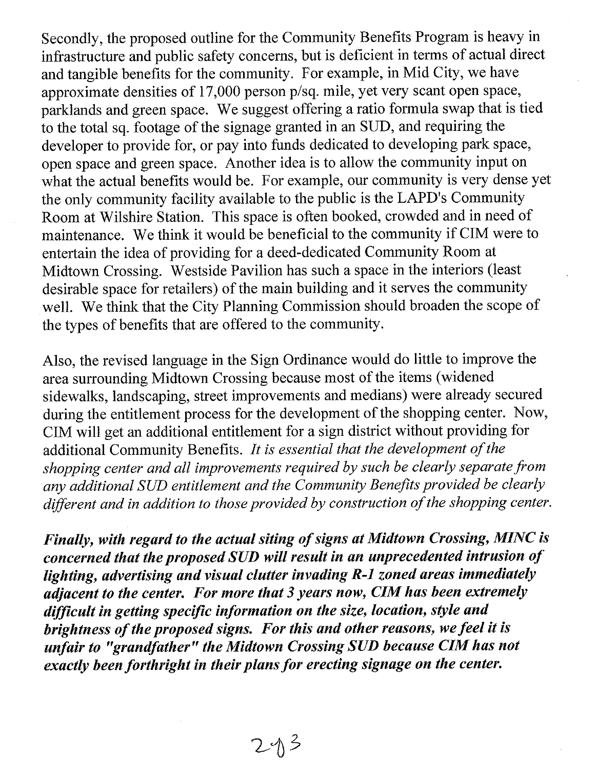Secondly, the proposed outline for the Community Benefits Program is heavy in infrastructure and public safety concerns, but is deficient in terms of actual direct and tangible benefits for the community. For example, in Mid City, we have approximate densities of 17,000 person p/sq. mile, yet very scant open space, parklands and green space. We suggest offering a ratio formula swap that is tied to the total sq. footage of the signage granted in an SUD, and requiring the developer to provide for, or pay into funds dedicated to developing park space, open space and green space. Another idea is to allow the community input on what the actual benefits would be. For example, our community is very dense yet the only community facility available to the public is the LAPD's Community Room at Wilshire Station. This space is often booked, crowded and in need of maintenance. We think it would be beneficial to the community if CIM were to entertain the idea of providing for a deed-dedicated Community Room at Midtown Crossing. Westside Pavilion has such a space in the interiors (least desirable space for retailers) of the main building and it serves the community well. We think that the City Planning Commission should broaden the scope of the types of benefits that are offered to the community.

Also, the revised language in the Sign Ordinance would do little to improve the area surrounding Midtown Crossing because most of the items (widened sidewalks, landscaping, street improvements and medians) were already secured during the entitlement process for the development of the shopping center. Now, CIM will get an additional entitlement for a sign district without providing for additional Community Benefits. *It is essential that the development of the shopping center and all improvements required by such be clearly separate from any additional SUD entitlement and the Community Benefits provided be clearly different and in addition to those provided by construction of the shopping center.*

***Finally, with regard to the actual siting of signs at Midtown Crossing, MINC is concerned that the proposed SUD will result in an unprecedented intrusion of lighting, advertising and visual clutter invading R-1 zoned areas immediately adjacent to the center. For more that 3 years now, CIM has been extremely difficult in getting specific information on the size, location, style and brightness of the proposed signs. For this and other reasons, we feel it is unfair to "grandfather" the Midtown Crossing SUD because CIM has not exactly been forthright in their plans for erecting signage on the center.***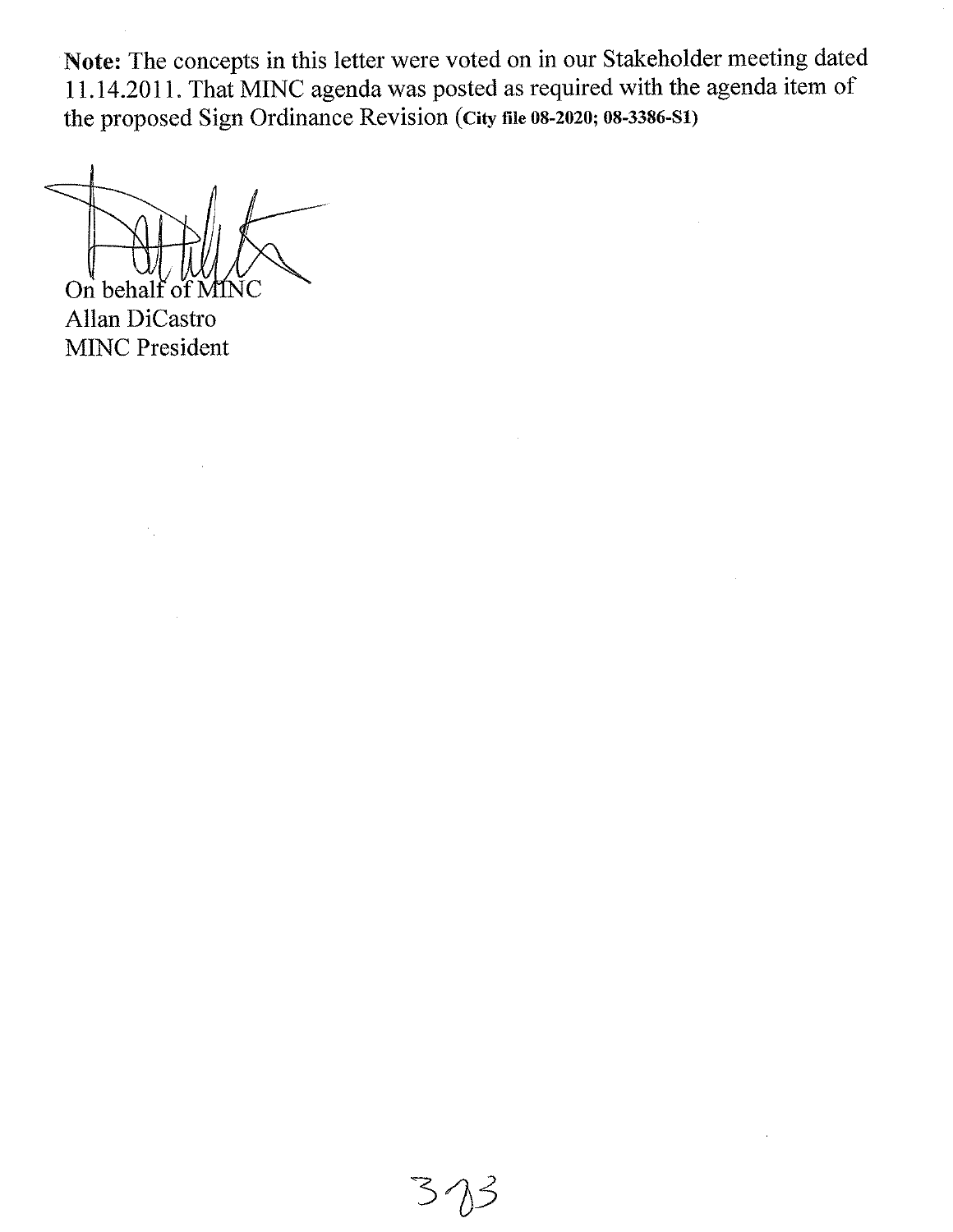**Note:** The concepts in this letter were voted on in our Stakeholder meeting dated 11.14.2011. That MINC agenda was posted as required with the agenda item of the proposed Sign Ordinance Revision (**City file 08-2020; 08-3386-S1**)

On behalf of MINC
Allan DiCastro
MINC President